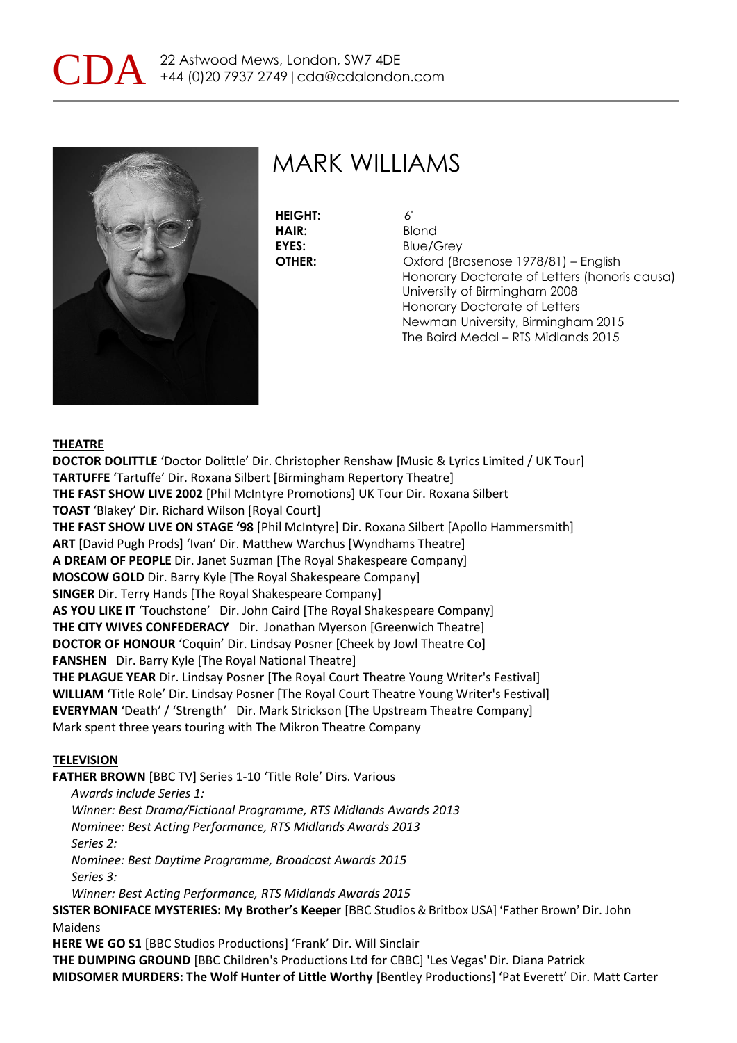CDA 22 Astwood Mews, London, SW7 4DE
+44 (0)20 7937 2749 | cda@cdalondon.com

# MARK WILLIAMS

**HEIGHT:** 6'
**HAIR:** Blond
**EYES:** Blue/Grey
**OTHER:** Oxford (Brasenose 1978/81) – English
Honorary Doctorate of Letters (honoris causa)
University of Birmingham 2008
Honorary Doctorate of Letters
Newman University, Birmingham 2015
The Baird Medal – RTS Midlands 2015

## THEATRE

**DOCTOR DOLITTLE** 'Doctor Dolittle' Dir. Christopher Renshaw [Music & Lyrics Limited / UK Tour]
**TARTUFFE** 'Tartuffe' Dir. Roxana Silbert [Birmingham Repertory Theatre]
**THE FAST SHOW LIVE 2002** [Phil McIntyre Promotions] UK Tour Dir. Roxana Silbert
**TOAST** 'Blakey' Dir. Richard Wilson [Royal Court]
**THE FAST SHOW LIVE ON STAGE '98** [Phil McIntyre] Dir. Roxana Silbert [Apollo Hammersmith]
**ART** [David Pugh Prods] 'Ivan' Dir. Matthew Warchus [Wyndhams Theatre]
**A DREAM OF PEOPLE** Dir. Janet Suzman [The Royal Shakespeare Company]
**MOSCOW GOLD** Dir. Barry Kyle [The Royal Shakespeare Company]
**SINGER** Dir. Terry Hands [The Royal Shakespeare Company]
**AS YOU LIKE IT** 'Touchstone' Dir. John Caird [The Royal Shakespeare Company]
**THE CITY WIVES CONFEDERACY** Dir. Jonathan Myerson [Greenwich Theatre]
**DOCTOR OF HONOUR** 'Coquin' Dir. Lindsay Posner [Cheek by Jowl Theatre Co]
**FANSHEN** Dir. Barry Kyle [The Royal National Theatre]
**THE PLAGUE YEAR** Dir. Lindsay Posner [The Royal Court Theatre Young Writer's Festival]
**WILLIAM** 'Title Role' Dir. Lindsay Posner [The Royal Court Theatre Young Writer's Festival]
**EVERYMAN** 'Death' / 'Strength' Dir. Mark Strickson [The Upstream Theatre Company]
Mark spent three years touring with The Mikron Theatre Company

## TELEVISION

**FATHER BROWN** [BBC TV] Series 1-10 'Title Role' Dirs. Various
*Awards include Series 1:*
*Winner: Best Drama/Fictional Programme, RTS Midlands Awards 2013*
*Nominee: Best Acting Performance, RTS Midlands Awards 2013*
*Series 2:*
*Nominee: Best Daytime Programme, Broadcast Awards 2015*
*Series 3:*
*Winner: Best Acting Performance, RTS Midlands Awards 2015*
**SISTER BONIFACE MYSTERIES: My Brother's Keeper** [BBC Studios & Britbox USA] 'Father Brown' Dir. John Maidens
**HERE WE GO S1** [BBC Studios Productions] 'Frank' Dir. Will Sinclair
**THE DUMPING GROUND** [BBC Children's Productions Ltd for CBBC] 'Les Vegas' Dir. Diana Patrick
**MIDSOMER MURDERS: The Wolf Hunter of Little Worthy** [Bentley Productions] 'Pat Everett' Dir. Matt Carter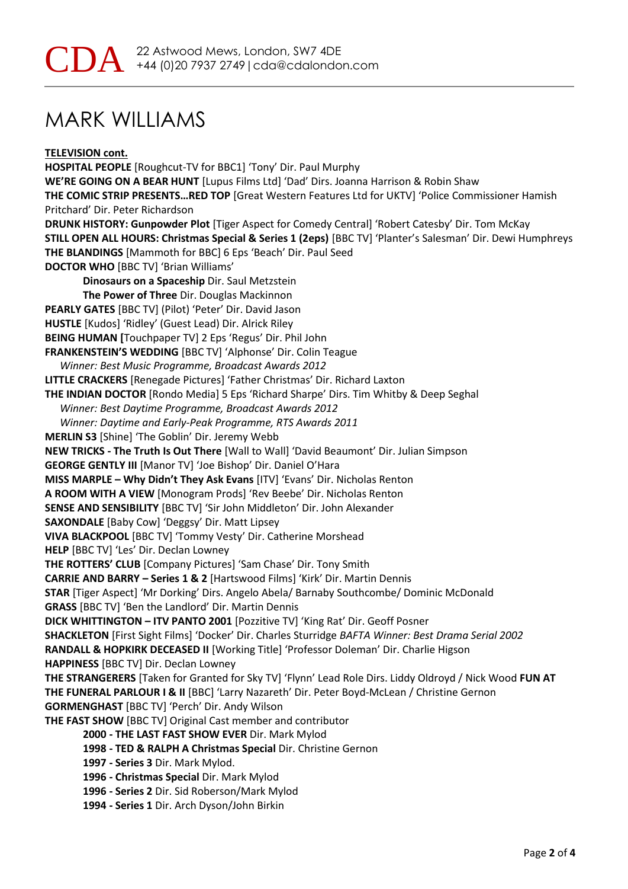# MARK WILLIAMS

**TELEVISION cont.**

**HOSPITAL PEOPLE** [Roughcut-TV for BBC1] 'Tony' Dir. Paul Murphy
**WE'RE GOING ON A BEAR HUNT** [Lupus Films Ltd] 'Dad' Dirs. Joanna Harrison & Robin Shaw
**THE COMIC STRIP PRESENTS…RED TOP** [Great Western Features Ltd for UKTV] 'Police Commissioner Hamish Pritchard' Dir. Peter Richardson
**DRUNK HISTORY: Gunpowder Plot** [Tiger Aspect for Comedy Central] 'Robert Catesby' Dir. Tom McKay
**STILL OPEN ALL HOURS: Christmas Special & Series 1 (2eps)** [BBC TV] 'Planter's Salesman' Dir. Dewi Humphreys
**THE BLANDINGS** [Mammoth for BBC] 6 Eps 'Beach' Dir. Paul Seed
**DOCTOR WHO** [BBC TV] 'Brian Williams'
- **Dinosaurs on a Spaceship** Dir. Saul Metzstein
- **The Power of Three** Dir. Douglas Mackinnon

**PEARLY GATES** [BBC TV] (Pilot) 'Peter' Dir. David Jason
**HUSTLE** [Kudos] 'Ridley' (Guest Lead) Dir. Alrick Riley
**BEING HUMAN [**Touchpaper TV] 2 Eps 'Regus' Dir. Phil John
**FRANKENSTEIN'S WEDDING** [BBC TV] 'Alphonse' Dir. Colin Teague
*Winner: Best Music Programme, Broadcast Awards 2012*
**LITTLE CRACKERS** [Renegade Pictures] 'Father Christmas' Dir. Richard Laxton
**THE INDIAN DOCTOR** [Rondo Media] 5 Eps 'Richard Sharpe' Dirs. Tim Whitby & Deep Seghal
*Winner: Best Daytime Programme, Broadcast Awards 2012*
*Winner: Daytime and Early-Peak Programme, RTS Awards 2011*
**MERLIN S3** [Shine] 'The Goblin' Dir. Jeremy Webb
**NEW TRICKS - The Truth Is Out There** [Wall to Wall] 'David Beaumont' Dir. Julian Simpson
**GEORGE GENTLY III** [Manor TV] 'Joe Bishop' Dir. Daniel O'Hara
**MISS MARPLE – Why Didn't They Ask Evans** [ITV] 'Evans' Dir. Nicholas Renton
**A ROOM WITH A VIEW** [Monogram Prods] 'Rev Beebe' Dir. Nicholas Renton
**SENSE AND SENSIBILITY** [BBC TV] 'Sir John Middleton' Dir. John Alexander
**SAXONDALE** [Baby Cow] 'Deggsy' Dir. Matt Lipsey
**VIVA BLACKPOOL** [BBC TV] 'Tommy Vesty' Dir. Catherine Morshead
**HELP** [BBC TV] 'Les' Dir. Declan Lowney
**THE ROTTERS' CLUB** [Company Pictures] 'Sam Chase' Dir. Tony Smith
**CARRIE AND BARRY – Series 1 & 2** [Hartswood Films] 'Kirk' Dir. Martin Dennis
**STAR** [Tiger Aspect] 'Mr Dorking' Dirs. Angelo Abela/ Barnaby Southcombe/ Dominic McDonald
**GRASS** [BBC TV] 'Ben the Landlord' Dir. Martin Dennis
**DICK WHITTINGTON – ITV PANTO 2001** [Pozzitive TV] 'King Rat' Dir. Geoff Posner
**SHACKLETON** [First Sight Films] 'Docker' Dir. Charles Sturridge *BAFTA Winner: Best Drama Serial 2002*
**RANDALL & HOPKIRK DECEASED II** [Working Title] 'Professor Doleman' Dir. Charlie Higson
**HAPPINESS** [BBC TV] Dir. Declan Lowney
**THE STRANGERERS** [Taken for Granted for Sky TV] 'Flynn' Lead Role Dirs. Liddy Oldroyd / Nick Wood
**FUN AT THE FUNERAL PARLOUR I & II** [BBC] 'Larry Nazareth' Dir. Peter Boyd-McLean / Christine Gernon
**GORMENGHAST** [BBC TV] 'Perch' Dir. Andy Wilson
**THE FAST SHOW** [BBC TV] Original Cast member and contributor
- **2000 - THE LAST FAST SHOW EVER** Dir. Mark Mylod
- **1998 - TED & RALPH A Christmas Special** Dir. Christine Gernon
- **1997 - Series 3** Dir. Mark Mylod.
- **1996 - Christmas Special** Dir. Mark Mylod
- **1996 - Series 2** Dir. Sid Roberson/Mark Mylod
- **1994 - Series 1** Dir. Arch Dyson/John Birkin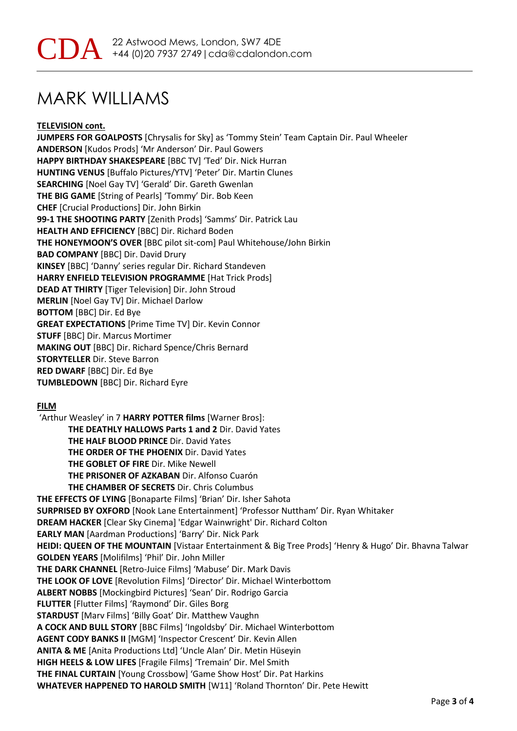# MARK WILLIAMS

**TELEVISION cont.**

**JUMPERS FOR GOALPOSTS** [Chrysalis for Sky] as 'Tommy Stein' Team Captain Dir. Paul Wheeler
**ANDERSON** [Kudos Prods] 'Mr Anderson' Dir. Paul Gowers
**HAPPY BIRTHDAY SHAKESPEARE** [BBC TV] 'Ted' Dir. Nick Hurran
**HUNTING VENUS** [Buffalo Pictures/YTV] 'Peter' Dir. Martin Clunes
**SEARCHING** [Noel Gay TV] 'Gerald' Dir. Gareth Gwenlan
**THE BIG GAME** [String of Pearls] 'Tommy' Dir. Bob Keen
**CHEF** [Crucial Productions] Dir. John Birkin
**99-1 THE SHOOTING PARTY** [Zenith Prods] 'Samms' Dir. Patrick Lau
**HEALTH AND EFFICIENCY** [BBC] Dir. Richard Boden
**THE HONEYMOON'S OVER** [BBC pilot sit-com] Paul Whitehouse/John Birkin
**BAD COMPANY** [BBC] Dir. David Drury
**KINSEY** [BBC] 'Danny' series regular Dir. Richard Standeven
**HARRY ENFIELD TELEVISION PROGRAMME** [Hat Trick Prods]
**DEAD AT THIRTY** [Tiger Television] Dir. John Stroud
**MERLIN** [Noel Gay TV] Dir. Michael Darlow
**BOTTOM** [BBC] Dir. Ed Bye
**GREAT EXPECTATIONS** [Prime Time TV] Dir. Kevin Connor
**STUFF** [BBC] Dir. Marcus Mortimer
**MAKING OUT** [BBC] Dir. Richard Spence/Chris Bernard
**STORYTELLER** Dir. Steve Barron
**RED DWARF** [BBC] Dir. Ed Bye
**TUMBLEDOWN** [BBC] Dir. Richard Eyre

**FILM**

'Arthur Weasley' in 7 **HARRY POTTER films** [Warner Bros]:

- **THE DEATHLY HALLOWS Parts 1 and 2** Dir. David Yates
- **THE HALF BLOOD PRINCE** Dir. David Yates
- **THE ORDER OF THE PHOENIX** Dir. David Yates
- **THE GOBLET OF FIRE** Dir. Mike Newell
- **THE PRISONER OF AZKABAN** Dir. Alfonso Cuarón
- **THE CHAMBER OF SECRETS** Dir. Chris Columbus

**THE EFFECTS OF LYING** [Bonaparte Films] 'Brian' Dir. Isher Sahota
**SURPRISED BY OXFORD** [Nook Lane Entertainment] 'Professor Nuttham' Dir. Ryan Whitaker
**DREAM HACKER** [Clear Sky Cinema] 'Edgar Wainwright' Dir. Richard Colton
**EARLY MAN** [Aardman Productions] 'Barry' Dir. Nick Park
**HEIDI: QUEEN OF THE MOUNTAIN** [Vistaar Entertainment & Big Tree Prods] 'Henry & Hugo' Dir. Bhavna Talwar
**GOLDEN YEARS** [Molifilms] 'Phil' Dir. John Miller
**THE DARK CHANNEL** [Retro-Juice Films] 'Mabuse' Dir. Mark Davis
**THE LOOK OF LOVE** [Revolution Films] 'Director' Dir. Michael Winterbottom
**ALBERT NOBBS** [Mockingbird Pictures] 'Sean' Dir. Rodrigo Garcia
**FLUTTER** [Flutter Films] 'Raymond' Dir. Giles Borg
**STARDUST** [Marv Films] 'Billy Goat' Dir. Matthew Vaughn
**A COCK AND BULL STORY** [BBC Films] 'Ingoldsby' Dir. Michael Winterbottom
**AGENT CODY BANKS II** [MGM] 'Inspector Crescent' Dir. Kevin Allen
**ANITA & ME** [Anita Productions Ltd] 'Uncle Alan' Dir. Metin Hüseyin
**HIGH HEELS & LOW LIFES** [Fragile Films] 'Tremain' Dir. Mel Smith
**THE FINAL CURTAIN** [Young Crossbow] 'Game Show Host' Dir. Pat Harkins
**WHATEVER HAPPENED TO HAROLD SMITH** [W11] 'Roland Thornton' Dir. Pete Hewitt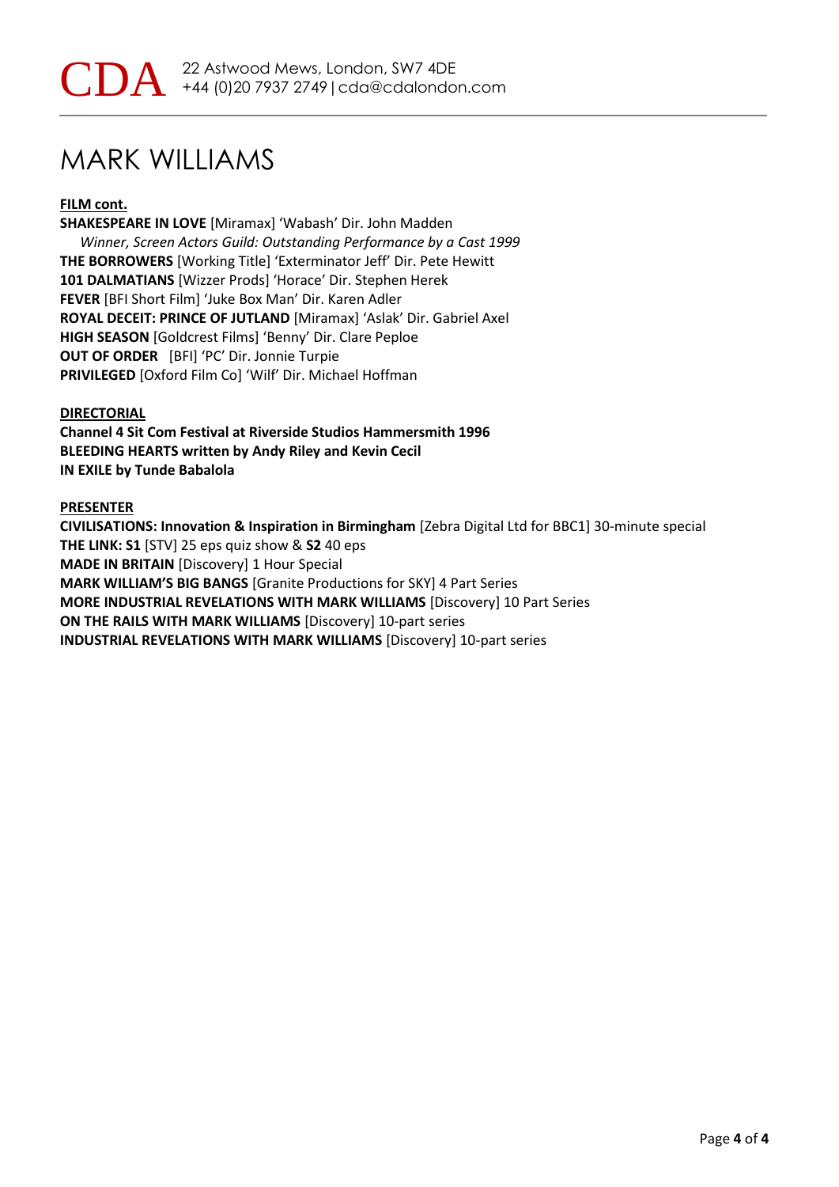# MARK WILLIAMS

**FILM cont.**

**SHAKESPEARE IN LOVE** [Miramax] 'Wabash' Dir. John Madden
*Winner, Screen Actors Guild: Outstanding Performance by a Cast 1999*
**THE BORROWERS** [Working Title] 'Exterminator Jeff' Dir. Pete Hewitt
**101 DALMATIANS** [Wizzer Prods] 'Horace' Dir. Stephen Herek
**FEVER** [BFI Short Film] 'Juke Box Man' Dir. Karen Adler
**ROYAL DECEIT: PRINCE OF JUTLAND** [Miramax] 'Aslak' Dir. Gabriel Axel
**HIGH SEASON** [Goldcrest Films] 'Benny' Dir. Clare Peploe
**OUT OF ORDER** [BFI] 'PC' Dir. Jonnie Turpie
**PRIVILEGED** [Oxford Film Co] 'Wilf' Dir. Michael Hoffman

**DIRECTORIAL**

**Channel 4 Sit Com Festival at Riverside Studios Hammersmith 1996**
**BLEEDING HEARTS written by Andy Riley and Kevin Cecil**
**IN EXILE by Tunde Babalola**

**PRESENTER**

**CIVILISATIONS: Innovation & Inspiration in Birmingham** [Zebra Digital Ltd for BBC1] 30-minute special
**THE LINK: S1** [STV] 25 eps quiz show & **S2** 40 eps
**MADE IN BRITAIN** [Discovery] 1 Hour Special
**MARK WILLIAM'S BIG BANGS** [Granite Productions for SKY] 4 Part Series
**MORE INDUSTRIAL REVELATIONS WITH MARK WILLIAMS** [Discovery] 10 Part Series
**ON THE RAILS WITH MARK WILLIAMS** [Discovery] 10-part series
**INDUSTRIAL REVELATIONS WITH MARK WILLIAMS** [Discovery] 10-part series